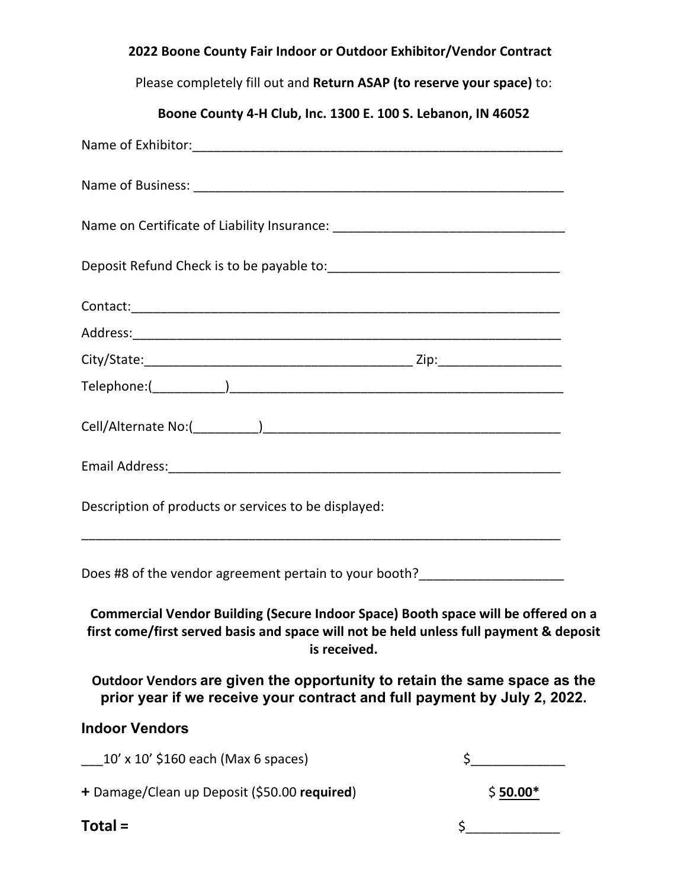**2022 Boone County Fair Indoor or Outdoor Exhibitor/Vendor Contract**

Please completely fill out and **Return ASAP (to reserve your space)** to:

**Boone County 4-H Club, Inc. 1300 E. 100 S. Lebanon, IN 46052**

Name of Exhibitor:_______________________________________________________

Name of Business: _______________________________________________________

Name on Certificate of Liability Insurance: _________________________________

Deposit Refund Check is to be payable to:_________________________________

Contact:_______________________________________________________________

Address:_______________________________________________________________

City/State:____________________________________ Zip:_________________

Telephone:(__________)_________________________________________________

Cell/Alternate No:(_________)__________________________________________

Email Address:_________________________________________________________

Description of products or services to be displayed:

_______________________________________________________________________

Does #8 of the vendor agreement pertain to your booth?____________________

**Commercial Vendor Building (Secure Indoor Space) Booth space will be offered on a first come/first served basis and space will not be held unless full payment & deposit is received.**

**Outdoor Vendors are given the opportunity to retain the same space as the prior year if we receive your contract and full payment by July 2, 2022.**

### Indoor Vendors

___10' x 10' $160 each (Max 6 spaces) $_____________

**+** Damage/Clean up Deposit ($50.00 **required**) $ **50.00***

**Total =** $_____________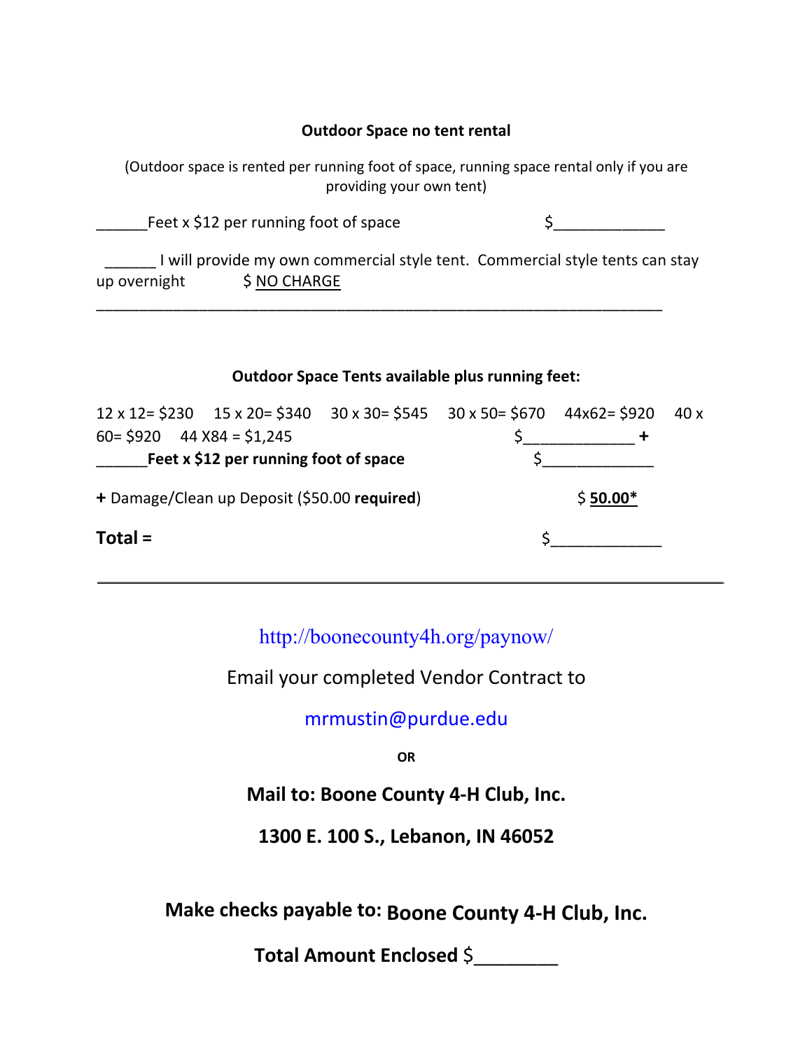**Outdoor Space no tent rental**

(Outdoor space is rented per running foot of space, running space rental only if you are providing your own tent)

______Feet x $12 per running foot of space $_____________

______ I will provide my own commercial style tent. Commercial style tents can stay up overnight $ NO CHARGE

---

**Outdoor Space Tents available plus running feet:**

12 x 12= $230 15 x 20= $340 30 x 30= $545 30 x 50= $670 44x62= $920 40 x 60= $920 44 X84 = $1,245 $_____________ **+**

______**Feet x $12 per running foot of space** $_____________

**+** Damage/Clean up Deposit ($50.00 **required**) $ **50.00***

**Total =** $_____________

---

http://boonecounty4h.org/paynow/

Email your completed Vendor Contract to

mrmustin@purdue.edu

**OR**

**Mail to: Boone County 4-H Club, Inc.**

**1300 E. 100 S., Lebanon, IN 46052**

**Make checks payable to: Boone County 4-H Club, Inc.**

**Total Amount Enclosed** $________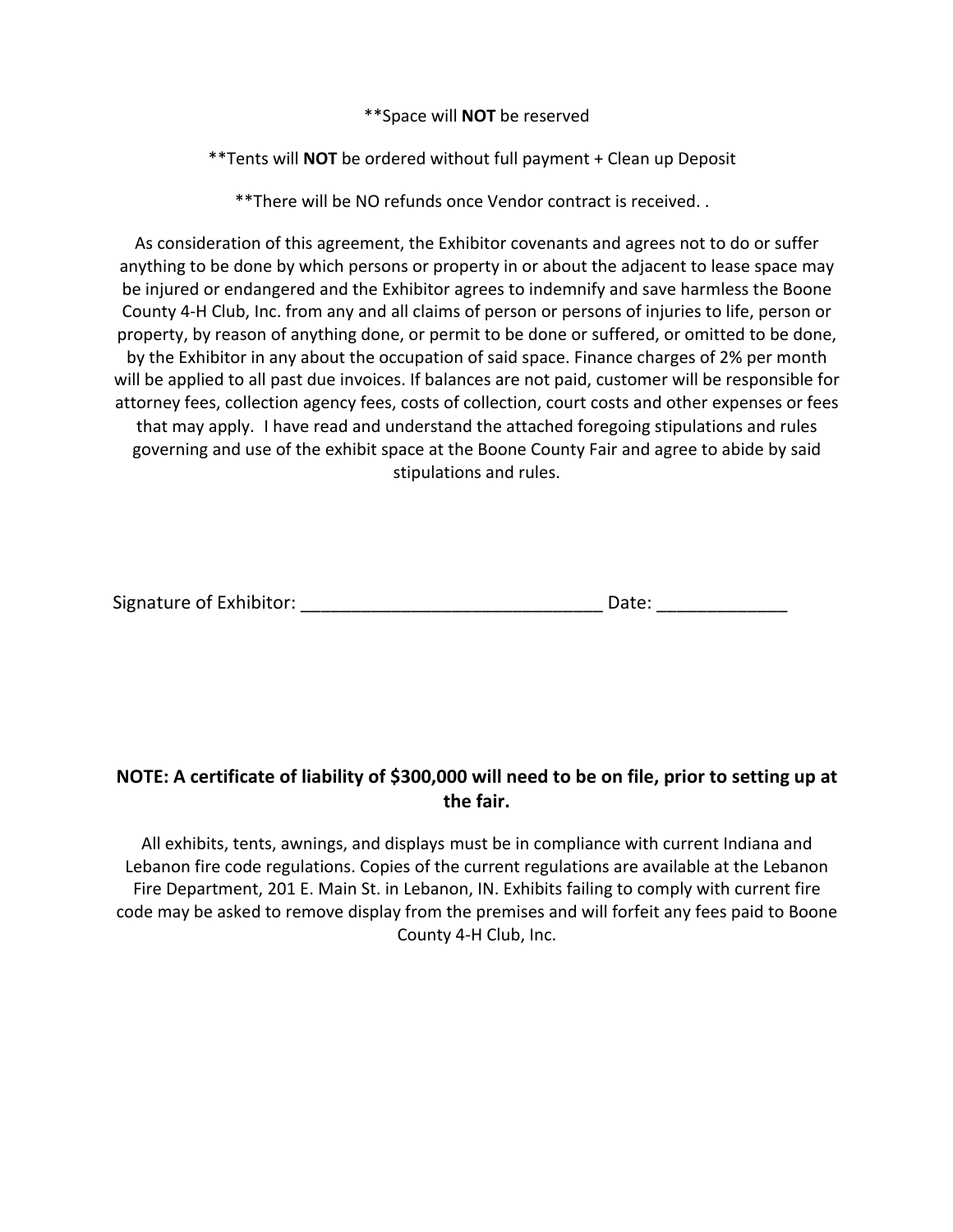**Space will **NOT** be reserved

**Tents will **NOT** be ordered without full payment + Clean up Deposit

**There will be NO refunds once Vendor contract is received. .

As consideration of this agreement, the Exhibitor covenants and agrees not to do or suffer anything to be done by which persons or property in or about the adjacent to lease space may be injured or endangered and the Exhibitor agrees to indemnify and save harmless the Boone County 4-H Club, Inc. from any and all claims of person or persons of injuries to life, person or property, by reason of anything done, or permit to be done or suffered, or omitted to be done, by the Exhibitor in any about the occupation of said space. Finance charges of 2% per month will be applied to all past due invoices. If balances are not paid, customer will be responsible for attorney fees, collection agency fees, costs of collection, court costs and other expenses or fees that may apply. I have read and understand the attached foregoing stipulations and rules governing and use of the exhibit space at the Boone County Fair and agree to abide by said stipulations and rules.

Signature of Exhibitor: ______________________________ Date: _____________

**NOTE: A certificate of liability of $300,000 will need to be on file, prior to setting up at the fair.**

All exhibits, tents, awnings, and displays must be in compliance with current Indiana and Lebanon fire code regulations. Copies of the current regulations are available at the Lebanon Fire Department, 201 E. Main St. in Lebanon, IN. Exhibits failing to comply with current fire code may be asked to remove display from the premises and will forfeit any fees paid to Boone County 4-H Club, Inc.